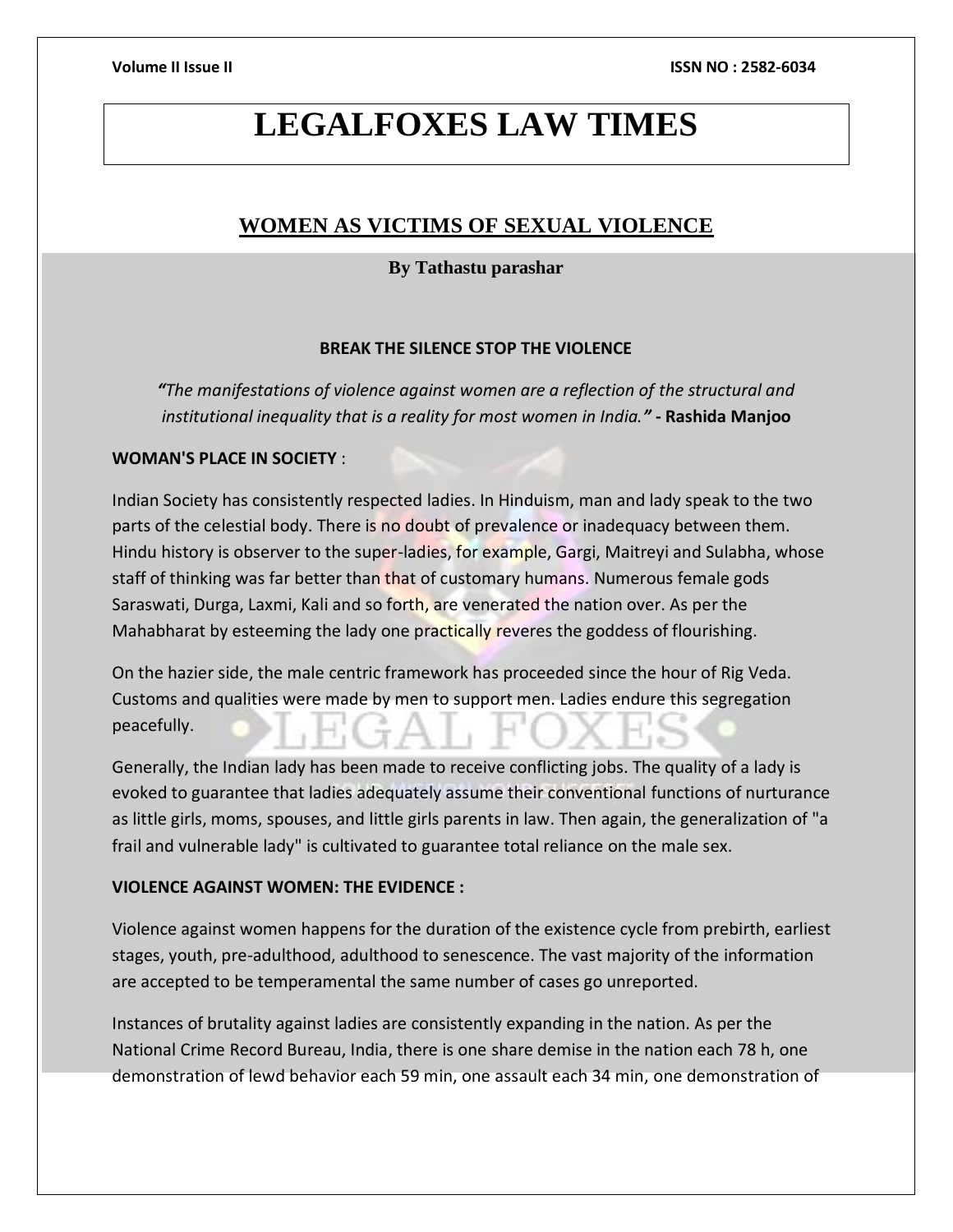# LEGALFOXES LAW TIMES

## WOMEN AS VICTIMS OF SEXUAL VIOLENCE

**By Tathastu parashar**

**BREAK THE SILENCE STOP THE VIOLENCE**

*"The manifestations of violence against women are a reflection of the structural and institutional inequality that is a reality for most women in India."* **- Rashida Manjoo**

**WOMAN'S PLACE IN SOCIETY** :

Indian Society has consistently respected ladies. In Hinduism, man and lady speak to the two parts of the celestial body. There is no doubt of prevalence or inadequacy between them. Hindu history is observer to the super-ladies, for example, Gargi, Maitreyi and Sulabha, whose staff of thinking was far better than that of customary humans. Numerous female gods Saraswati, Durga, Laxmi, Kali and so forth, are venerated the nation over. As per the Mahabharat by esteeming the lady one practically reveres the goddess of flourishing.

On the hazier side, the male centric framework has proceeded since the hour of Rig Veda. Customs and qualities were made by men to support men. Ladies endure this segregation peacefully.

Generally, the Indian lady has been made to receive conflicting jobs. The quality of a lady is evoked to guarantee that ladies adequately assume their conventional functions of nurturance as little girls, moms, spouses, and little girls parents in law. Then again, the generalization of "a frail and vulnerable lady" is cultivated to guarantee total reliance on the male sex.

**VIOLENCE AGAINST WOMEN: THE EVIDENCE :**

Violence against women happens for the duration of the existence cycle from prebirth, earliest stages, youth, pre-adulthood, adulthood to senescence. The vast majority of the information are accepted to be temperamental the same number of cases go unreported.

Instances of brutality against ladies are consistently expanding in the nation. As per the National Crime Record Bureau, India, there is one share demise in the nation each 78 h, one demonstration of lewd behavior each 59 min, one assault each 34 min, one demonstration of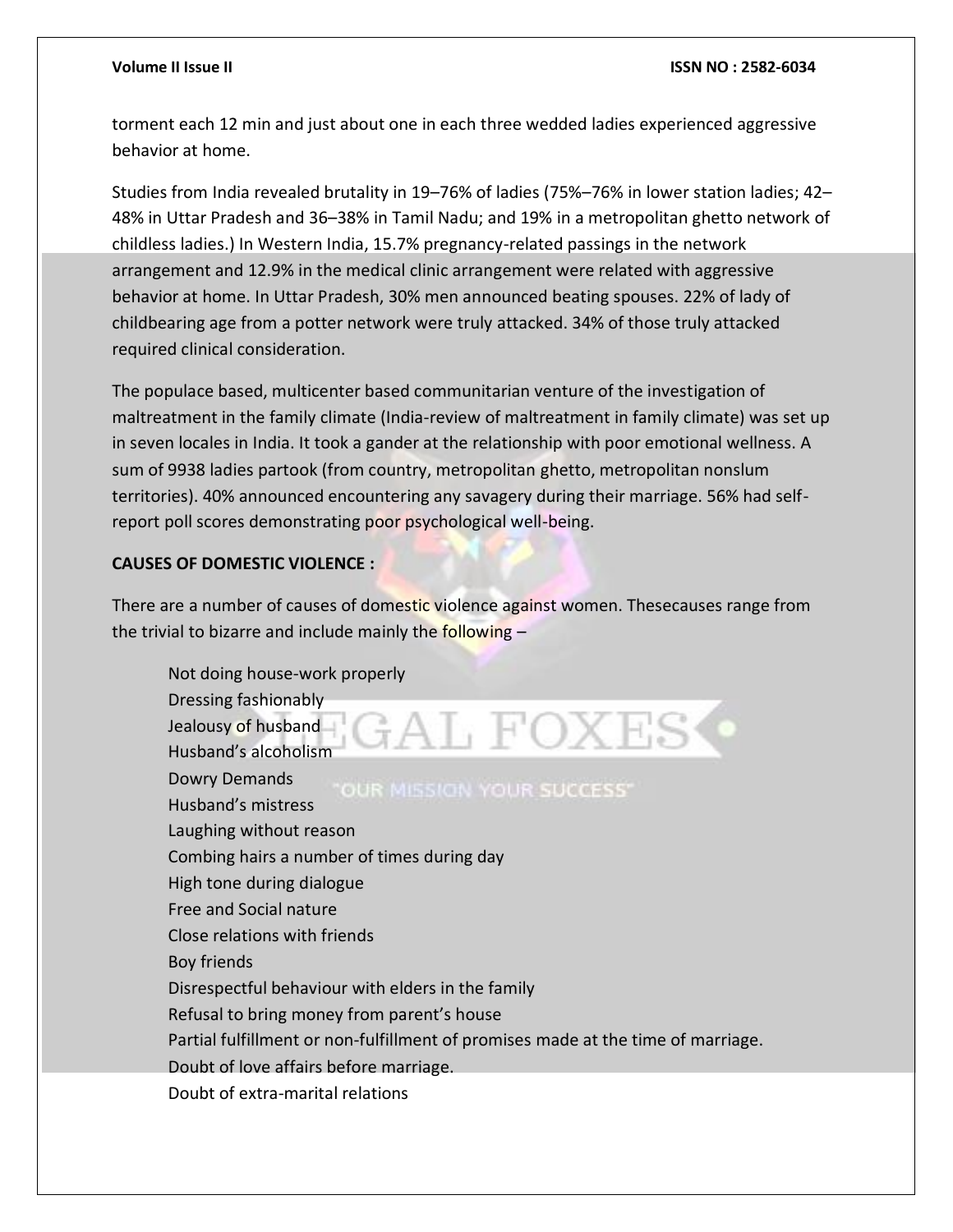torment each 12 min and just about one in each three wedded ladies experienced aggressive behavior at home.

Studies from India revealed brutality in 19–76% of ladies (75%–76% in lower station ladies; 42–48% in Uttar Pradesh and 36–38% in Tamil Nadu; and 19% in a metropolitan ghetto network of childless ladies.) In Western India, 15.7% pregnancy-related passings in the network arrangement and 12.9% in the medical clinic arrangement were related with aggressive behavior at home. In Uttar Pradesh, 30% men announced beating spouses. 22% of lady of childbearing age from a potter network were truly attacked. 34% of those truly attacked required clinical consideration.

The populace based, multicenter based communitarian venture of the investigation of maltreatment in the family climate (India-review of maltreatment in family climate) was set up in seven locales in India. It took a gander at the relationship with poor emotional wellness. A sum of 9938 ladies partook (from country, metropolitan ghetto, metropolitan nonslum territories). 40% announced encountering any savagery during their marriage. 56% had self-report poll scores demonstrating poor psychological well-being.

**CAUSES OF DOMESTIC VIOLENCE :**

There are a number of causes of domestic violence against women. Thesecauses range from the trivial to bizarre and include mainly the following –

- Not doing house-work properly
- Dressing fashionably
- Jealousy of husband
- Husband's alcoholism
- Dowry Demands
- Husband's mistress
- Laughing without reason
- Combing hairs a number of times during day
- High tone during dialogue
- Free and Social nature
- Close relations with friends
- Boy friends
- Disrespectful behaviour with elders in the family
- Refusal to bring money from parent's house
- Partial fulfillment or non-fulfillment of promises made at the time of marriage.
- Doubt of love affairs before marriage.
- Doubt of extra-marital relations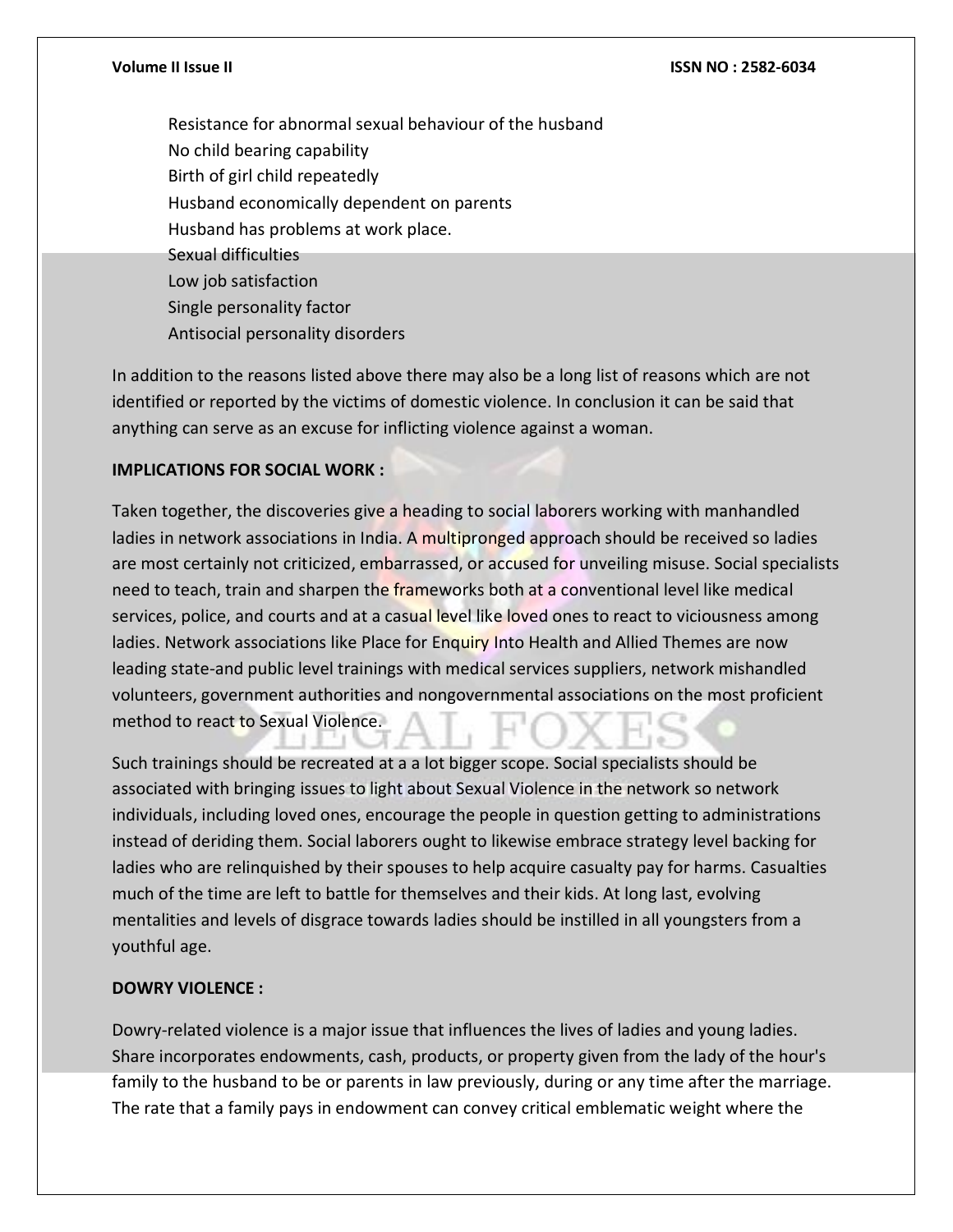Resistance for abnormal sexual behaviour of the husband
No child bearing capability
Birth of girl child repeatedly
Husband economically dependent on parents
Husband has problems at work place.
Sexual difficulties
Low job satisfaction
Single personality factor
Antisocial personality disorders

In addition to the reasons listed above there may also be a long list of reasons which are not identified or reported by the victims of domestic violence. In conclusion it can be said that anything can serve as an excuse for inflicting violence against a woman.

**IMPLICATIONS FOR SOCIAL WORK :**

Taken together, the discoveries give a heading to social laborers working with manhandled ladies in network associations in India. A multipronged approach should be received so ladies are most certainly not criticized, embarrassed, or accused for unveiling misuse. Social specialists need to teach, train and sharpen the frameworks both at a conventional level like medical services, police, and courts and at a casual level like loved ones to react to viciousness among ladies. Network associations like Place for Enquiry Into Health and Allied Themes are now leading state-and public level trainings with medical services suppliers, network mishandled volunteers, government authorities and nongovernmental associations on the most proficient method to react to Sexual Violence.

Such trainings should be recreated at a a lot bigger scope. Social specialists should be associated with bringing issues to light about Sexual Violence in the network so network individuals, including loved ones, encourage the people in question getting to administrations instead of deriding them. Social laborers ought to likewise embrace strategy level backing for ladies who are relinquished by their spouses to help acquire casualty pay for harms. Casualties much of the time are left to battle for themselves and their kids. At long last, evolving mentalities and levels of disgrace towards ladies should be instilled in all youngsters from a youthful age.

**DOWRY VIOLENCE :**

Dowry-related violence is a major issue that influences the lives of ladies and young ladies. Share incorporates endowments, cash, products, or property given from the lady of the hour's family to the husband to be or parents in law previously, during or any time after the marriage. The rate that a family pays in endowment can convey critical emblematic weight where the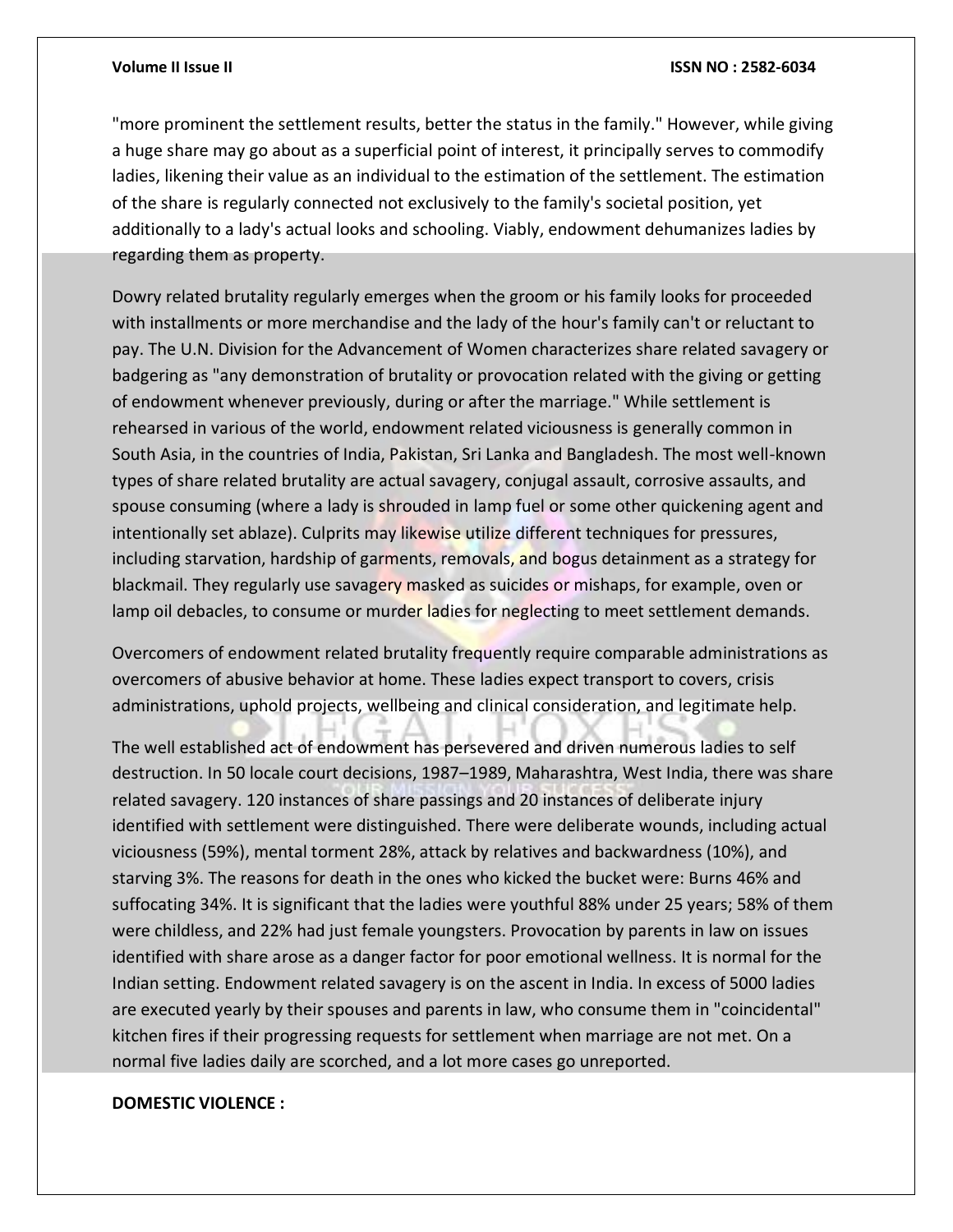"more prominent the settlement results, better the status in the family." However, while giving a huge share may go about as a superficial point of interest, it principally serves to commodify ladies, likening their value as an individual to the estimation of the settlement. The estimation of the share is regularly connected not exclusively to the family's societal position, yet additionally to a lady's actual looks and schooling. Viably, endowment dehumanizes ladies by regarding them as property.

Dowry related brutality regularly emerges when the groom or his family looks for proceeded with installments or more merchandise and the lady of the hour's family can't or reluctant to pay. The U.N. Division for the Advancement of Women characterizes share related savagery or badgering as "any demonstration of brutality or provocation related with the giving or getting of endowment whenever previously, during or after the marriage." While settlement is rehearsed in various of the world, endowment related viciousness is generally common in South Asia, in the countries of India, Pakistan, Sri Lanka and Bangladesh. The most well-known types of share related brutality are actual savagery, conjugal assault, corrosive assaults, and spouse consuming (where a lady is shrouded in lamp fuel or some other quickening agent and intentionally set ablaze). Culprits may likewise utilize different techniques for pressures, including starvation, hardship of garments, removals, and bogus detainment as a strategy for blackmail. They regularly use savagery masked as suicides or mishaps, for example, oven or lamp oil debacles, to consume or murder ladies for neglecting to meet settlement demands.

Overcomers of endowment related brutality frequently require comparable administrations as overcomers of abusive behavior at home. These ladies expect transport to covers, crisis administrations, uphold projects, wellbeing and clinical consideration, and legitimate help.

The well established act of endowment has persevered and driven numerous ladies to self destruction. In 50 locale court decisions, 1987–1989, Maharashtra, West India, there was share related savagery. 120 instances of share passings and 20 instances of deliberate injury identified with settlement were distinguished. There were deliberate wounds, including actual viciousness (59%), mental torment 28%, attack by relatives and backwardness (10%), and starving 3%. The reasons for death in the ones who kicked the bucket were: Burns 46% and suffocating 34%. It is significant that the ladies were youthful 88% under 25 years; 58% of them were childless, and 22% had just female youngsters. Provocation by parents in law on issues identified with share arose as a danger factor for poor emotional wellness. It is normal for the Indian setting. Endowment related savagery is on the ascent in India. In excess of 5000 ladies are executed yearly by their spouses and parents in law, who consume them in "coincidental" kitchen fires if their progressing requests for settlement when marriage are not met. On a normal five ladies daily are scorched, and a lot more cases go unreported.

**DOMESTIC VIOLENCE :**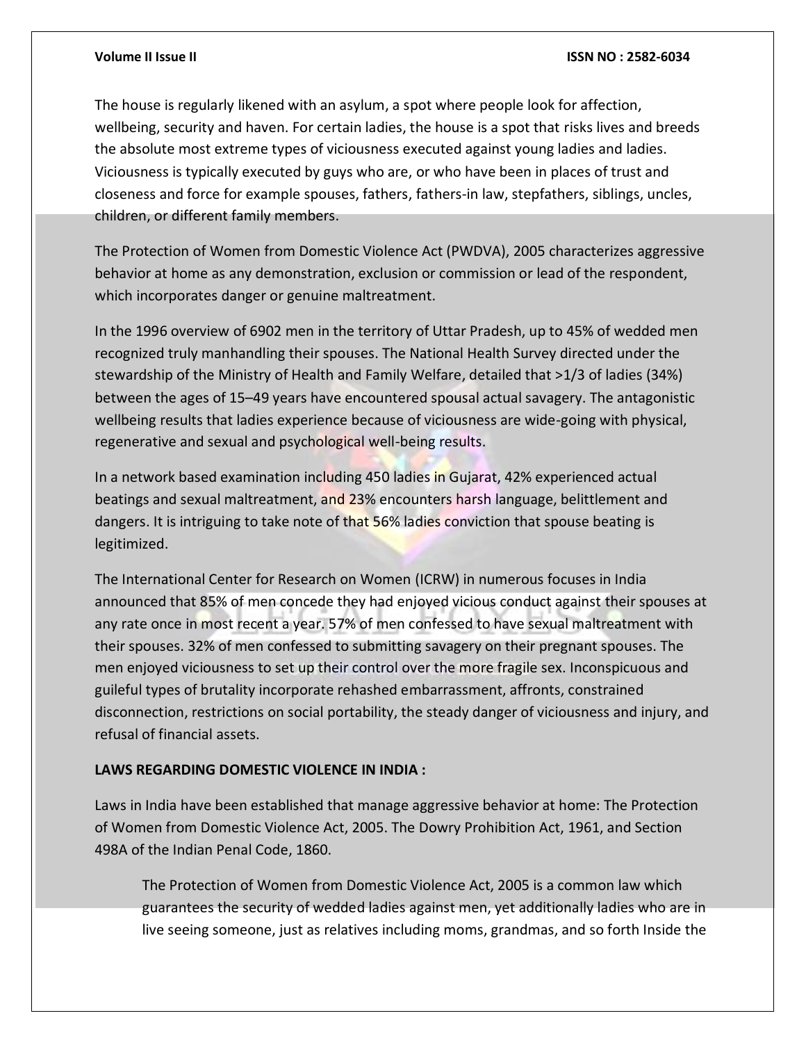The house is regularly likened with an asylum, a spot where people look for affection, wellbeing, security and haven. For certain ladies, the house is a spot that risks lives and breeds the absolute most extreme types of viciousness executed against young ladies and ladies. Viciousness is typically executed by guys who are, or who have been in places of trust and closeness and force for example spouses, fathers, fathers-in law, stepfathers, siblings, uncles, children, or different family members.

The Protection of Women from Domestic Violence Act (PWDVA), 2005 characterizes aggressive behavior at home as any demonstration, exclusion or commission or lead of the respondent, which incorporates danger or genuine maltreatment.

In the 1996 overview of 6902 men in the territory of Uttar Pradesh, up to 45% of wedded men recognized truly manhandling their spouses. The National Health Survey directed under the stewardship of the Ministry of Health and Family Welfare, detailed that >1/3 of ladies (34%) between the ages of 15–49 years have encountered spousal actual savagery. The antagonistic wellbeing results that ladies experience because of viciousness are wide-going with physical, regenerative and sexual and psychological well-being results.

In a network based examination including 450 ladies in Gujarat, 42% experienced actual beatings and sexual maltreatment, and 23% encounters harsh language, belittlement and dangers. It is intriguing to take note of that 56% ladies conviction that spouse beating is legitimized.

The International Center for Research on Women (ICRW) in numerous focuses in India announced that 85% of men concede they had enjoyed vicious conduct against their spouses at any rate once in most recent a year. 57% of men confessed to have sexual maltreatment with their spouses. 32% of men confessed to submitting savagery on their pregnant spouses. The men enjoyed viciousness to set up their control over the more fragile sex. Inconspicuous and guileful types of brutality incorporate rehashed embarrassment, affronts, constrained disconnection, restrictions on social portability, the steady danger of viciousness and injury, and refusal of financial assets.

**LAWS REGARDING DOMESTIC VIOLENCE IN INDIA :**

Laws in India have been established that manage aggressive behavior at home: The Protection of Women from Domestic Violence Act, 2005. The Dowry Prohibition Act, 1961, and Section 498A of the Indian Penal Code, 1860.

The Protection of Women from Domestic Violence Act, 2005 is a common law which guarantees the security of wedded ladies against men, yet additionally ladies who are in live seeing someone, just as relatives including moms, grandmas, and so forth Inside the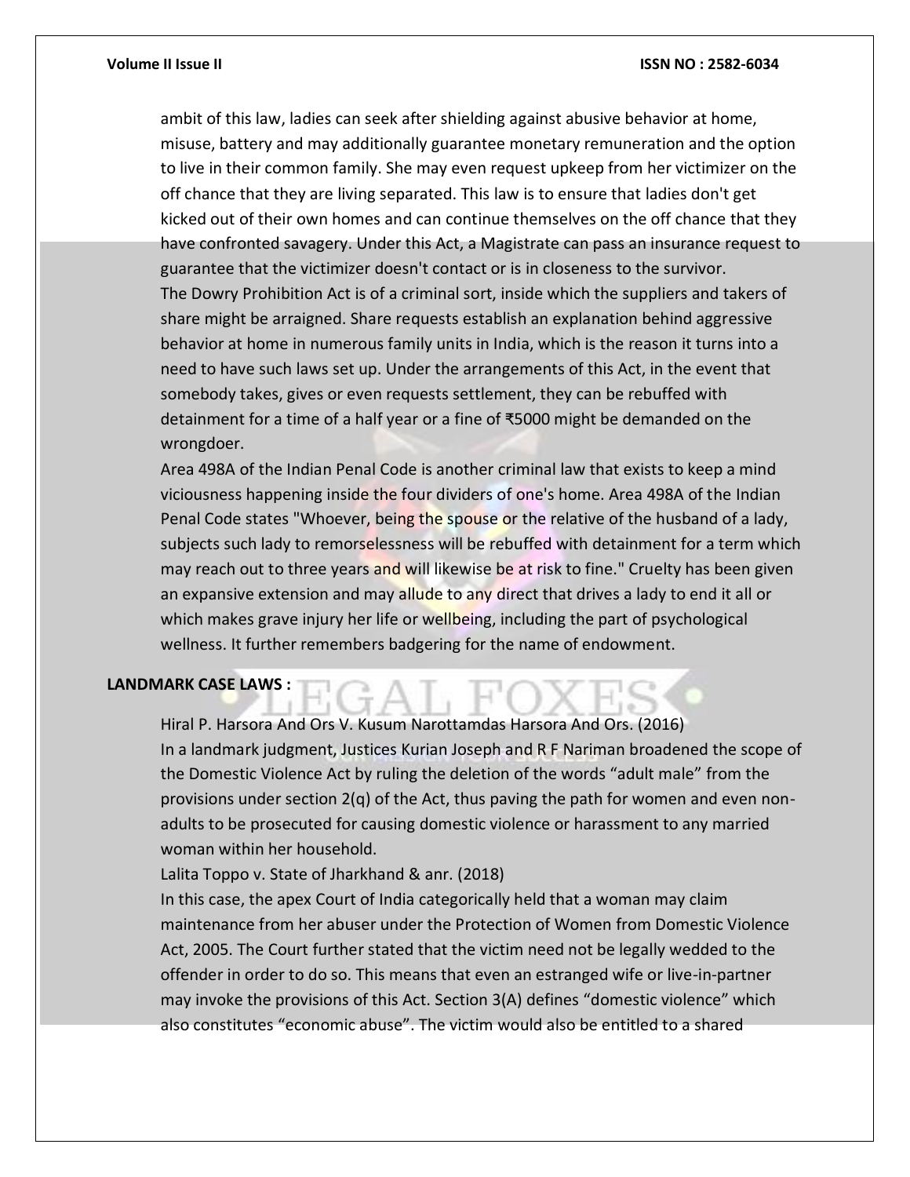ambit of this law, ladies can seek after shielding against abusive behavior at home, misuse, battery and may additionally guarantee monetary remuneration and the option to live in their common family. She may even request upkeep from her victimizer on the off chance that they are living separated. This law is to ensure that ladies don't get kicked out of their own homes and can continue themselves on the off chance that they have confronted savagery. Under this Act, a Magistrate can pass an insurance request to guarantee that the victimizer doesn't contact or is in closeness to the survivor.

The Dowry Prohibition Act is of a criminal sort, inside which the suppliers and takers of share might be arraigned. Share requests establish an explanation behind aggressive behavior at home in numerous family units in India, which is the reason it turns into a need to have such laws set up. Under the arrangements of this Act, in the event that somebody takes, gives or even requests settlement, they can be rebuffed with detainment for a time of a half year or a fine of ₹5000 might be demanded on the wrongdoer.

Area 498A of the Indian Penal Code is another criminal law that exists to keep a mind viciousness happening inside the four dividers of one's home. Area 498A of the Indian Penal Code states "Whoever, being the spouse or the relative of the husband of a lady, subjects such lady to remorselessness will be rebuffed with detainment for a term which may reach out to three years and will likewise be at risk to fine." Cruelty has been given an expansive extension and may allude to any direct that drives a lady to end it all or which makes grave injury her life or wellbeing, including the part of psychological wellness. It further remembers badgering for the name of endowment.

**LANDMARK CASE LAWS :**

Hiral P. Harsora And Ors V. Kusum Narottamdas Harsora And Ors. (2016)

In a landmark judgment, Justices Kurian Joseph and R F Nariman broadened the scope of the Domestic Violence Act by ruling the deletion of the words "adult male" from the provisions under section 2(q) of the Act, thus paving the path for women and even non-adults to be prosecuted for causing domestic violence or harassment to any married woman within her household.

Lalita Toppo v. State of Jharkhand & anr. (2018)

In this case, the apex Court of India categorically held that a woman may claim maintenance from her abuser under the Protection of Women from Domestic Violence Act, 2005. The Court further stated that the victim need not be legally wedded to the offender in order to do so. This means that even an estranged wife or live-in-partner may invoke the provisions of this Act. Section 3(A) defines "domestic violence" which also constitutes "economic abuse". The victim would also be entitled to a shared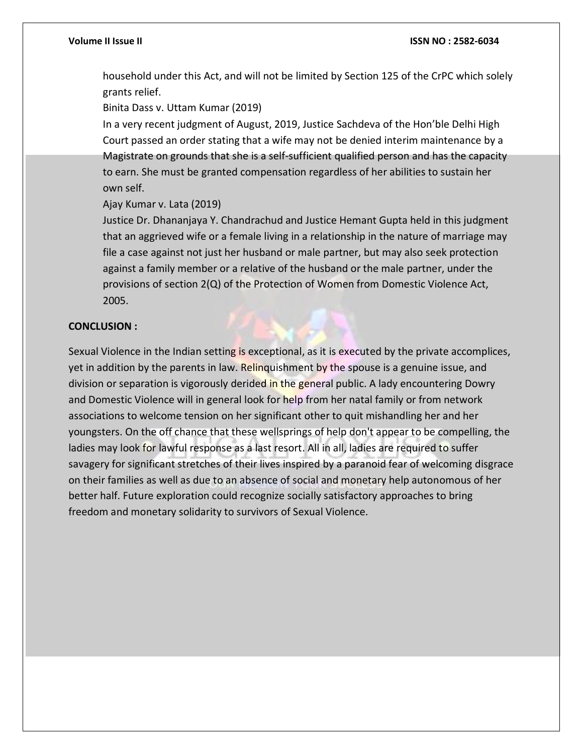household under this Act, and will not be limited by Section 125 of the CrPC which solely grants relief.

Binita Dass v. Uttam Kumar (2019)

In a very recent judgment of August, 2019, Justice Sachdeva of the Hon'ble Delhi High Court passed an order stating that a wife may not be denied interim maintenance by a Magistrate on grounds that she is a self-sufficient qualified person and has the capacity to earn. She must be granted compensation regardless of her abilities to sustain her own self.

Ajay Kumar v. Lata (2019)

Justice Dr. Dhananjaya Y. Chandrachud and Justice Hemant Gupta held in this judgment that an aggrieved wife or a female living in a relationship in the nature of marriage may file a case against not just her husband or male partner, but may also seek protection against a family member or a relative of the husband or the male partner, under the provisions of section 2(Q) of the Protection of Women from Domestic Violence Act, 2005.

**CONCLUSION :**

Sexual Violence in the Indian setting is exceptional, as it is executed by the private accomplices, yet in addition by the parents in law. Relinquishment by the spouse is a genuine issue, and division or separation is vigorously derided in the general public. A lady encountering Dowry and Domestic Violence will in general look for help from her natal family or from network associations to welcome tension on her significant other to quit mishandling her and her youngsters. On the off chance that these wellsprings of help don't appear to be compelling, the ladies may look for lawful response as a last resort. All in all, ladies are required to suffer savagery for significant stretches of their lives inspired by a paranoid fear of welcoming disgrace on their families as well as due to an absence of social and monetary help autonomous of her better half. Future exploration could recognize socially satisfactory approaches to bring freedom and monetary solidarity to survivors of Sexual Violence.